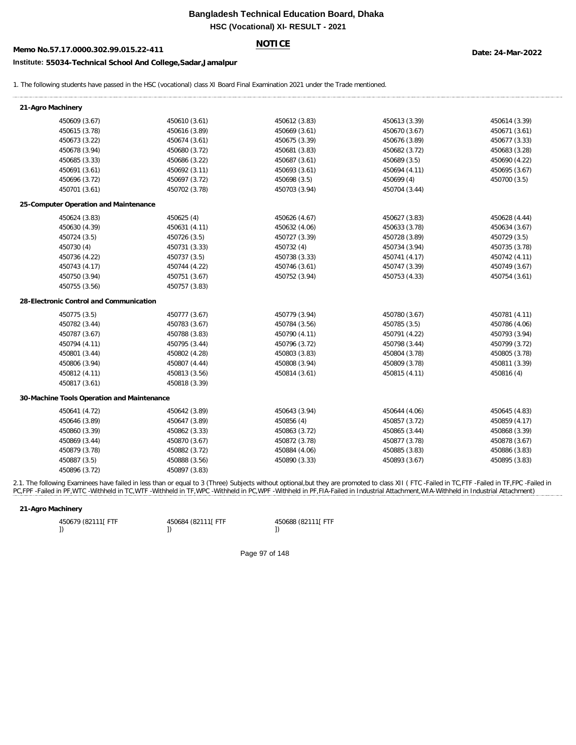# Bangladesh Technical Education Board, Dhaka

**HSC (Vocational) XI- RESULT - 2021**

**NOTICE**

**Memo No.57.17.0000.302.99.015.22-411**

**Date: 24-Mar-2022**

**Institute: 55034-Technical School And College,Sadar,Jamalpur**

1. The following students have passed in the HSC (vocational) class XI Board Final Examination 2021 under the Trade mentioned.

**21-Agro Machinery**

| | | | | |
|---|---|---|---|---|
| 450609 (3.67) | 450610 (3.61) | 450612 (3.83) | 450613 (3.39) | 450614 (3.39) |
| 450615 (3.78) | 450616 (3.89) | 450669 (3.61) | 450670 (3.67) | 450671 (3.61) |
| 450673 (3.22) | 450674 (3.61) | 450675 (3.39) | 450676 (3.89) | 450677 (3.33) |
| 450678 (3.94) | 450680 (3.72) | 450681 (3.83) | 450682 (3.72) | 450683 (3.28) |
| 450685 (3.33) | 450686 (3.22) | 450687 (3.61) | 450689 (3.5) | 450690 (4.22) |
| 450691 (3.61) | 450692 (3.11) | 450693 (3.61) | 450694 (4.11) | 450695 (3.67) |
| 450696 (3.72) | 450697 (3.72) | 450698 (3.5) | 450699 (4) | 450700 (3.5) |
| 450701 (3.61) | 450702 (3.78) | 450703 (3.94) | 450704 (3.44) | |

**25-Computer Operation and Maintenance**

| | | | | |
|---|---|---|---|---|
| 450624 (3.83) | 450625 (4) | 450626 (4.67) | 450627 (3.83) | 450628 (4.44) |
| 450630 (4.39) | 450631 (4.11) | 450632 (4.06) | 450633 (3.78) | 450634 (3.67) |
| 450724 (3.5) | 450726 (3.5) | 450727 (3.39) | 450728 (3.89) | 450729 (3.5) |
| 450730 (4) | 450731 (3.33) | 450732 (4) | 450734 (3.94) | 450735 (3.78) |
| 450736 (4.22) | 450737 (3.5) | 450738 (3.33) | 450741 (4.17) | 450742 (4.11) |
| 450743 (4.17) | 450744 (4.22) | 450746 (3.61) | 450747 (3.39) | 450749 (3.67) |
| 450750 (3.94) | 450751 (3.67) | 450752 (3.94) | 450753 (4.33) | 450754 (3.61) |
| 450755 (3.56) | 450757 (3.83) | | | |

**28-Electronic Control and Communication**

| | | | | |
|---|---|---|---|---|
| 450775 (3.5) | 450777 (3.67) | 450779 (3.94) | 450780 (3.67) | 450781 (4.11) |
| 450782 (3.44) | 450783 (3.67) | 450784 (3.56) | 450785 (3.5) | 450786 (4.06) |
| 450787 (3.67) | 450788 (3.83) | 450790 (4.11) | 450791 (4.22) | 450793 (3.94) |
| 450794 (4.11) | 450795 (3.44) | 450796 (3.72) | 450798 (3.44) | 450799 (3.72) |
| 450801 (3.44) | 450802 (4.28) | 450803 (3.83) | 450804 (3.78) | 450805 (3.78) |
| 450806 (3.94) | 450807 (4.44) | 450808 (3.94) | 450809 (3.78) | 450811 (3.39) |
| 450812 (4.11) | 450813 (3.56) | 450814 (3.61) | 450815 (4.11) | 450816 (4) |
| 450817 (3.61) | 450818 (3.39) | | | |

**30-Machine Tools Operation and Maintenance**

| | | | | |
|---|---|---|---|---|
| 450641 (4.72) | 450642 (3.89) | 450643 (3.94) | 450644 (4.06) | 450645 (4.83) |
| 450646 (3.89) | 450647 (3.89) | 450856 (4) | 450857 (3.72) | 450859 (4.17) |
| 450860 (3.39) | 450862 (3.33) | 450863 (3.72) | 450865 (3.44) | 450868 (3.39) |
| 450869 (3.44) | 450870 (3.67) | 450872 (3.78) | 450877 (3.78) | 450878 (3.67) |
| 450879 (3.78) | 450882 (3.72) | 450884 (4.06) | 450885 (3.83) | 450886 (3.83) |
| 450887 (3.5) | 450888 (3.56) | 450890 (3.33) | 450893 (3.67) | 450895 (3.83) |
| 450896 (3.72) | 450897 (3.83) | | | |

2.1. The following Examinees have failed in less than or equal to 3 (Three) Subjects without optional,but they are promoted to class XII ( FTC -Failed in TC,FTF -Failed in TF,FPC -Failed in PC,FPF -Failed in PF,WTC -Withheld in TC,WTF -Withheld in TF,WPC -Withheld in PC,WPF -Withheld in PF,FIA-Failed in Industrial Attachment,WIA-Withheld in Industrial Attachment)

**21-Agro Machinery**

| | | |
|---|---|---|
| 450679 (82111[ FTF ]) | 450684 (82111[ FTF ]) | 450688 (82111[ FTF ]) |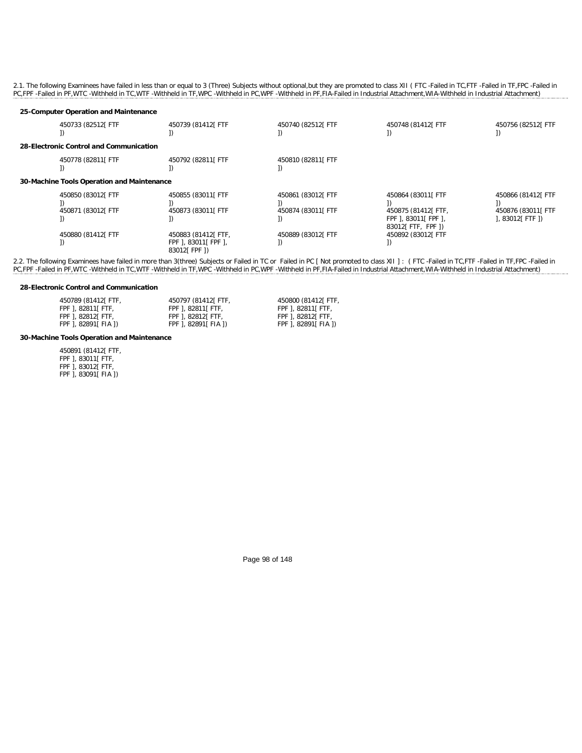2.1. The following Examinees have failed in less than or equal to 3 (Three) Subjects without optional,but they are promoted to class XII ( FTC -Failed in TC,FTF -Failed in TF,FPC -Failed in PC,FPF -Failed in PF,WTC -Withheld in TC,WTF -Withheld in TF,WPC -Withheld in PC,WPF -Withheld in PF,FIA-Failed in Industrial Attachment,WIA-Withheld in Industrial Attachment)

**25-Computer Operation and Maintenance**

450733 (82512[ FTF ]) 450739 (81412[ FTF ]) 450740 (82512[ FTF ]) 450748 (81412[ FTF ]) 450756 (82512[ FTF ])

**28-Electronic Control and Communication**

450778 (82811[ FTF ]) 450792 (82811[ FTF ]) 450810 (82811[ FTF ])

**30-Machine Tools Operation and Maintenance**

450850 (83012[ FTF ]) 450855 (83011[ FTF ]) 450861 (83012[ FTF ]) 450864 (83011[ FTF ]) 450866 (81412[ FTF ]) 450871 (83012[ FTF ]) 450873 (83011[ FTF ]) 450874 (83011[ FTF ]) 450875 (81412[ FTF, FPF ], 83011[ FPF ], 83012[ FTF, FPF ]) 450876 (83011[ FTF ], 83012[ FTF ]) 450880 (81412[ FTF ]) 450883 (81412[ FTF, FPF ], 83011[ FPF ], 83012[ FPF ]) 450889 (83012[ FTF ]) 450892 (83012[ FTF ])

2.2. The following Examinees have failed in more than 3(three) Subjects or Failed in TC or Failed in PC [ Not promoted to class XII ] : ( FTC -Failed in TC,FTF -Failed in TF,FPC -Failed in PC,FPF -Failed in PF,WTC -Withheld in TC,WTF -Withheld in TF,WPC -Withheld in PC,WPF -Withheld in PF,FIA-Failed in Industrial Attachment,WIA-Withheld in Industrial Attachment)

**28-Electronic Control and Communication**

450789 (81412[ FTF, FPF ], 82811[ FTF, FPF ], 82812[ FTF, FPF ], 82891[ FIA ]) 450797 (81412[ FTF, FPF ], 82811[ FTF, FPF ], 82812[ FTF, FPF ], 82891[ FIA ]) 450800 (81412[ FTF, FPF ], 82811[ FTF, FPF ], 82812[ FTF, FPF ], 82891[ FIA ])

**30-Machine Tools Operation and Maintenance**

450891 (81412[ FTF, FPF ], 83011[ FTF, FPF ], 83012[ FTF, FPF ], 83091[ FIA ])